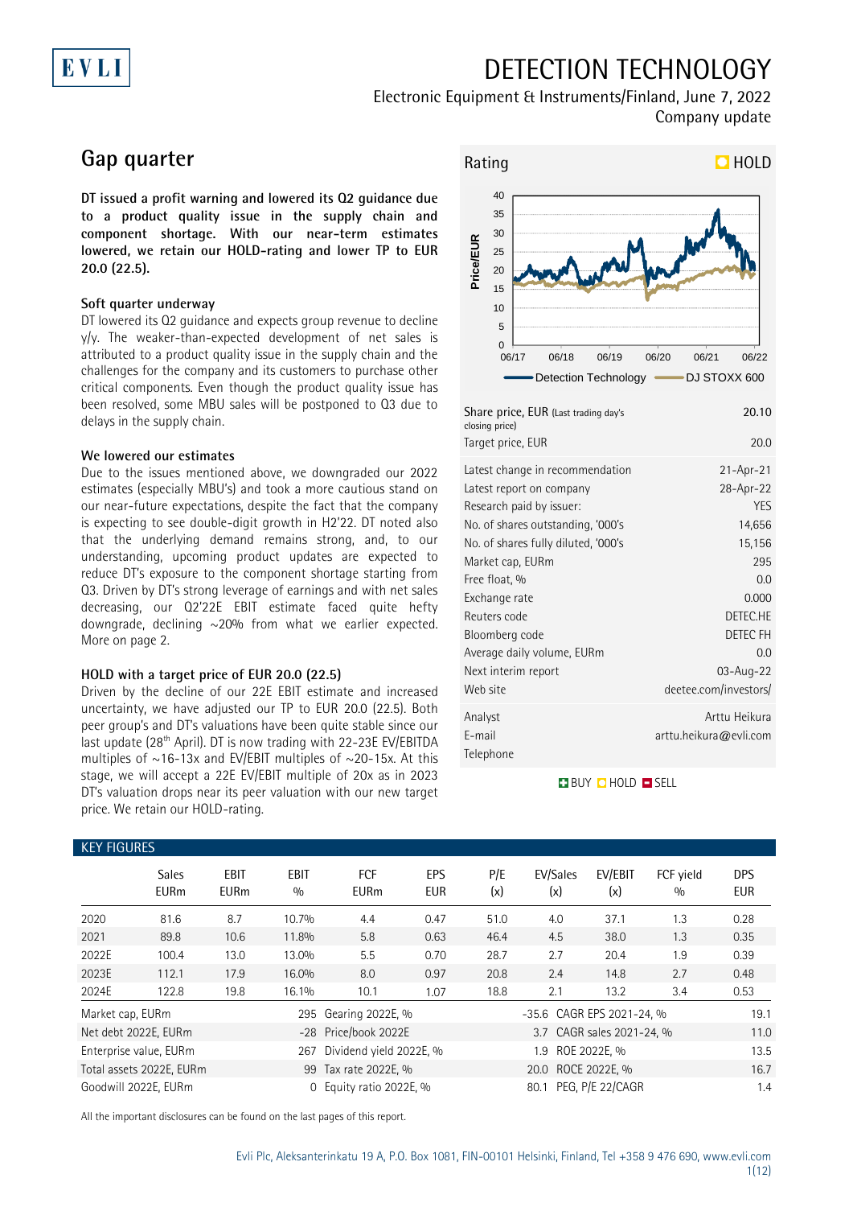# DETECTION TECHNOLOGY

Electronic Equipment & Instruments/Finland, June 7, 2022

Company update

## Gap quarter

**DT issued a profit warning and lowered its Q2 guidance due to a product quality issue in the supply chain and component shortage. With our near-term estimates lowered, we retain our HOLD-rating and lower TP to EUR 20.0 (22.5).**

### Soft quarter underway

DT lowered its Q2 guidance and expects group revenue to decline y/y. The weaker-than-expected development of net sales is attributed to a product quality issue in the supply chain and the challenges for the company and its customers to purchase other critical components. Even though the product quality issue has been resolved, some MBU sales will be postponed to Q3 due to delays in the supply chain.

### We lowered our estimates

Due to the issues mentioned above, we downgraded our 2022 estimates (especially MBU's) and took a more cautious stand on our near-future expectations, despite the fact that the company is expecting to see double-digit growth in H2'22. DT noted also that the underlying demand remains strong, and, to our understanding, upcoming product updates are expected to reduce DT's exposure to the component shortage starting from Q3. Driven by DT's strong leverage of earnings and with net sales decreasing, our Q2'22E EBIT estimate faced quite hefty downgrade, declining ~20% from what we earlier expected. More on page 2.

### HOLD with a target price of EUR 20.0 (22.5)

Driven by the decline of our 22E EBIT estimate and increased uncertainty, we have adjusted our TP to EUR 20.0 (22.5). Both peer group's and DT's valuations have been quite stable since our last update (28th April). DT is now trading with 22-23E EV/EBITDA multiples of ~16-13x and EV/EBIT multiples of ~20-15x. At this stage, we will accept a 22E EV/EBIT multiple of 20x as in 2023 DT's valuation drops near its peer valuation with our new target price. We retain our HOLD-rating.

**Rating: HOLD**

| | |
|---|---|
| Share price, EUR (Last trading day's closing price) | 20.10 |
| Target price, EUR | 20.0 |
| Latest change in recommendation | 21-Apr-21 |
| Latest report on company | 28-Apr-22 |
| Research paid by issuer: | YES |
| No. of shares outstanding, '000's | 14,656 |
| No. of shares fully diluted, '000's | 15,156 |
| Market cap, EURm | 295 |
| Free float, % | 0.0 |
| Exchange rate | 0.000 |
| Reuters code | DETEC.HE |
| Bloomberg code | DETEC FH |
| Average daily volume, EURm | 0.0 |
| Next interim report | 03-Aug-22 |
| Web site | deetee.com/investors/ |
| Analyst | Arttu Heikura |
| E-mail | arttu.heikura@evli.com |
| Telephone | |

### KEY FIGURES

| | Sales EURm | EBIT EURm | EBIT % | FCF EURm | EPS EUR | P/E (x) | EV/Sales (x) | EV/EBIT (x) | FCF yield % | DPS EUR |
|---|---|---|---|---|---|---|---|---|---|---|
| 2020 | 81.6 | 8.7 | 10.7% | 4.4 | 0.47 | 51.0 | 4.0 | 37.1 | 1.3 | 0.28 |
| 2021 | 89.8 | 10.6 | 11.8% | 5.8 | 0.63 | 46.4 | 4.5 | 38.0 | 1.3 | 0.35 |
| 2022E | 100.4 | 13.0 | 13.0% | 5.5 | 0.70 | 28.7 | 2.7 | 20.4 | 1.9 | 0.39 |
| 2023E | 112.1 | 17.9 | 16.0% | 8.0 | 0.97 | 20.8 | 2.4 | 14.8 | 2.7 | 0.48 |
| 2024E | 122.8 | 19.8 | 16.1% | 10.1 | 1.07 | 18.8 | 2.1 | 13.2 | 3.4 | 0.53 |

| | | | | | |
|---|---|---|---|---|---|
| Market cap, EURm | 295 | Gearing 2022E, % | -35.6 | CAGR EPS 2021-24, % | 19.1 |
| Net debt 2022E, EURm | -28 | Price/book 2022E | 3.7 | CAGR sales 2021-24, % | 11.0 |
| Enterprise value, EURm | 267 | Dividend yield 2022E, % | 1.9 | ROE 2022E, % | 13.5 |
| Total assets 2022E, EURm | 99 | Tax rate 2022E, % | 20.0 | ROCE 2022E, % | 16.7 |
| Goodwill 2022E, EURm | 0 | Equity ratio 2022E, % | 80.1 | PEG, P/E 22/CAGR | 1.4 |

All the important disclosures can be found on the last pages of this report.

Evli Plc, Aleksanterinkatu 19 A, P.O. Box 1081, FIN-00101 Helsinki, Finland, Tel +358 9 476 690, www.evli.com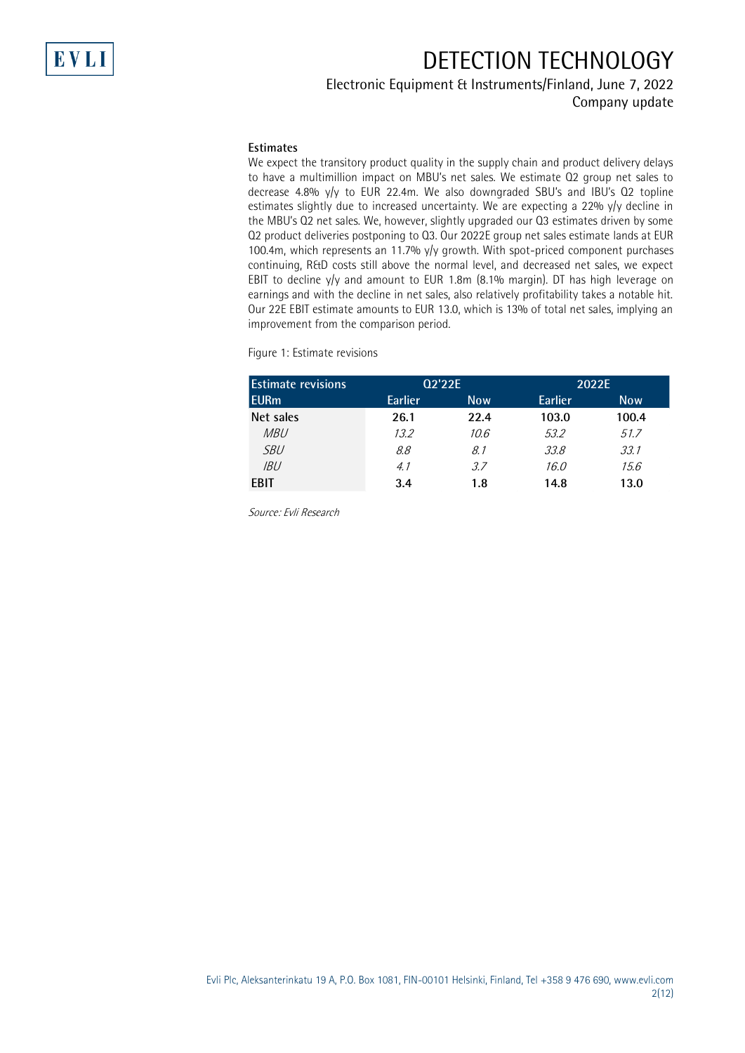### Estimates

We expect the transitory product quality in the supply chain and product delivery delays to have a multimillion impact on MBU's net sales. We estimate Q2 group net sales to decrease 4.8% y/y to EUR 22.4m. We also downgraded SBU's and IBU's Q2 topline estimates slightly due to increased uncertainty. We are expecting a 22% y/y decline in the MBU's Q2 net sales. We, however, slightly upgraded our Q3 estimates driven by some Q2 product deliveries postponing to Q3. Our 2022E group net sales estimate lands at EUR 100.4m, which represents an 11.7% y/y growth. With spot-priced component purchases continuing, R&D costs still above the normal level, and decreased net sales, we expect EBIT to decline y/y and amount to EUR 1.8m (8.1% margin). DT has high leverage on earnings and with the decline in net sales, also relatively profitability takes a notable hit. Our 22E EBIT estimate amounts to EUR 13.0, which is 13% of total net sales, implying an improvement from the comparison period.

Figure 1: Estimate revisions

| Estimate revisions | Q2'22E | | 2022E | |
|---|---|---|---|---|
| EURm | Earlier | Now | Earlier | Now |
| **Net sales** | **26.1** | **22.4** | **103.0** | **100.4** |
| *MBU* | *13.2* | *10.6* | *53.2* | *51.7* |
| *SBU* | *8.8* | *8.1* | *33.8* | *33.1* |
| *IBU* | *4.1* | *3.7* | *16.0* | *15.6* |
| **EBIT** | **3.4** | **1.8** | **14.8** | **13.0** |

*Source: Evli Research*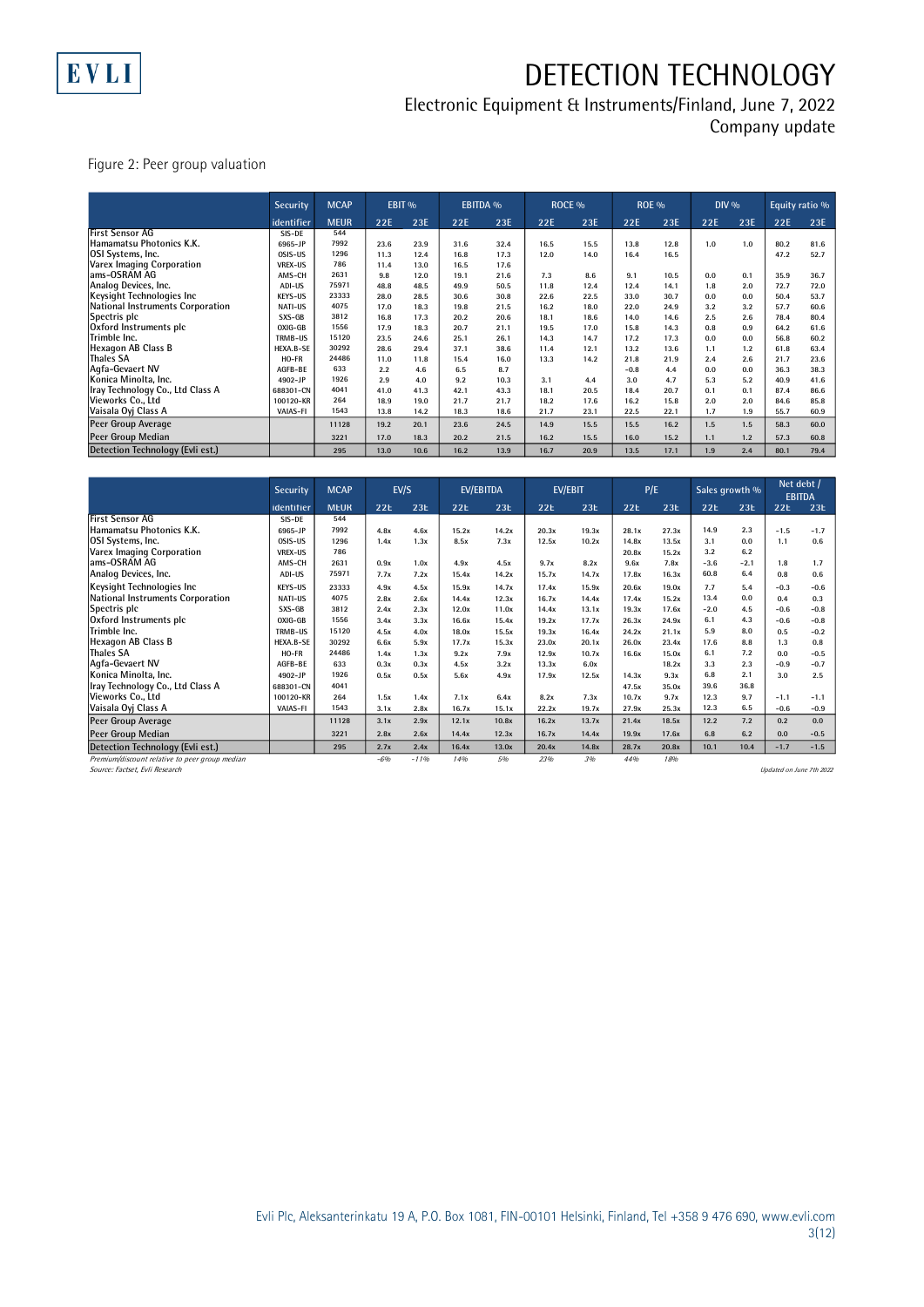Figure 2: Peer group valuation

| | Security | MCAP | EBIT % | | EBITDA % | | ROCE % | | ROE % | | DIV % | | Equity ratio % | |
|---|---|---|---|---|---|---|---|---|---|---|---|---|---|---|
| | identifier | MEUR | 22E | 23E | 22E | 23E | 22E | 23E | 22E | 23E | 22E | 23E | 22E | 23E |
| First Sensor AG | SIS-DE | 544 | | | | | | | | | | | | |
| Hamamatsu Photonics K.K. | 6965-JP | 7992 | 23.6 | 23.9 | 31.6 | 32.4 | 16.5 | 15.5 | 13.8 | 12.8 | 1.0 | 1.0 | 80.2 | 81.6 |
| OSI Systems, Inc. | OSIS-US | 1296 | 11.3 | 12.4 | 16.8 | 17.3 | 12.0 | 14.0 | 16.4 | 16.5 | | | 47.2 | 52.7 |
| Varex Imaging Corporation | VREX-US | 786 | 11.4 | 13.0 | 16.5 | 17.6 | | | | | | | | |
| ams-OSRAM AG | AMS-CH | 2631 | 9.8 | 12.0 | 19.1 | 21.6 | 7.3 | 8.6 | 9.1 | 10.5 | 0.0 | 0.1 | 35.9 | 36.7 |
| Analog Devices, Inc. | ADI-US | 75971 | 48.8 | 48.5 | 49.9 | 50.5 | 11.8 | 12.4 | 12.4 | 14.1 | 1.8 | 2.0 | 72.7 | 72.0 |
| Keysight Technologies Inc | KEYS-US | 23333 | 28.0 | 28.5 | 30.6 | 30.8 | 22.6 | 22.5 | 33.0 | 30.7 | 0.0 | 0.0 | 50.4 | 53.7 |
| National Instruments Corporation | NATI-US | 4075 | 17.0 | 18.3 | 19.8 | 21.5 | 16.2 | 18.0 | 22.0 | 24.9 | 3.2 | 3.2 | 57.7 | 60.6 |
| Spectris plc | SXS-GB | 3812 | 16.8 | 17.3 | 20.2 | 20.6 | 18.1 | 18.6 | 14.0 | 14.6 | 2.5 | 2.6 | 78.4 | 80.4 |
| Oxford Instruments plc | OXIG-GB | 1556 | 17.9 | 18.3 | 20.7 | 21.1 | 19.5 | 17.0 | 15.8 | 14.3 | 0.8 | 0.9 | 64.2 | 61.6 |
| Trimble Inc. | TRMB-US | 15120 | 23.5 | 24.6 | 25.1 | 26.1 | 14.3 | 14.7 | 17.2 | 17.3 | 0.0 | 0.0 | 56.8 | 60.2 |
| Hexagon AB Class B | HEXA.B-SE | 30292 | 28.6 | 29.4 | 37.1 | 38.6 | 11.4 | 12.1 | 13.2 | 13.6 | 1.1 | 1.2 | 61.8 | 63.4 |
| Thales SA | HO-FR | 24486 | 11.0 | 11.8 | 15.4 | 16.0 | 13.3 | 14.2 | 21.8 | 21.9 | 2.4 | 2.6 | 21.7 | 23.6 |
| Agfa-Gevaert NV | AGFB-BE | 633 | 2.2 | 4.6 | 6.5 | 8.7 | | | -0.8 | 4.4 | 0.0 | 0.0 | 36.3 | 38.3 |
| Konica Minolta, Inc. | 4902-JP | 1926 | 2.9 | 4.0 | 9.2 | 10.3 | 3.1 | 4.4 | 3.0 | 4.7 | 5.3 | 5.2 | 40.9 | 41.6 |
| Iray Technology Co., Ltd Class A | 688301-CN | 4041 | 41.0 | 41.3 | 42.1 | 43.3 | 18.1 | 20.5 | 18.4 | 20.7 | 0.1 | 0.1 | 87.4 | 86.6 |
| Vieworks Co., Ltd | 100120-KR | 264 | 18.9 | 19.0 | 21.7 | 21.7 | 18.2 | 17.6 | 16.2 | 15.8 | 2.0 | 2.0 | 84.6 | 85.8 |
| Vaisala Oyj Class A | VAIAS-FI | 1543 | 13.8 | 14.2 | 18.3 | 18.6 | 21.7 | 23.1 | 22.5 | 22.1 | 1.7 | 1.9 | 55.7 | 60.9 |
| Peer Group Average | | 11128 | 19.2 | 20.1 | 23.6 | 24.5 | 14.9 | 15.5 | 15.5 | 16.2 | 1.5 | 1.5 | 58.3 | 60.0 |
| Peer Group Median | | 3221 | 17.0 | 18.3 | 20.2 | 21.5 | 16.2 | 15.5 | 16.0 | 15.2 | 1.1 | 1.2 | 57.3 | 60.8 |
| Detection Technology (Evli est.) | | 295 | 13.0 | 10.6 | 16.2 | 13.9 | 16.7 | 20.9 | 13.5 | 17.1 | 1.9 | 2.4 | 80.1 | 79.4 |

| | Security | MCAP | EV/S | | EV/EBITDA | | EV/EBIT | | P/E | | Sales growth % | | Net debt / EBITDA | |
|---|---|---|---|---|---|---|---|---|---|---|---|---|---|---|
| | identifier | MEUR | 22E | 23E | 22E | 23E | 22E | 23E | 22E | 23E | 22E | 23E | 22E | 23E |
| First Sensor AG | SIS-DE | 544 | | | | | | | | | | | | |
| Hamamatsu Photonics K.K. | 6965-JP | 7992 | 4.8x | 4.6x | 15.2x | 14.2x | 20.3x | 19.3x | 28.1x | 27.3x | 14.9 | 2.3 | -1.5 | -1.7 |
| OSI Systems, Inc. | OSIS-US | 1296 | 1.4x | 1.3x | 8.5x | 7.3x | 12.5x | 10.2x | 14.8x | 13.5x | 3.1 | 0.0 | 1.1 | 0.6 |
| Varex Imaging Corporation | VREX-US | 786 | | | | | | | 20.8x | 15.2x | 3.2 | 6.2 | | |
| ams-OSRAM AG | AMS-CH | 2631 | 0.9x | 1.0x | 4.9x | 4.5x | 9.7x | 8.2x | 9.6x | 7.8x | -3.6 | -2.1 | 1.8 | 1.7 |
| Analog Devices, Inc. | ADI-US | 75971 | 7.7x | 7.2x | 15.4x | 14.2x | 15.7x | 14.7x | 17.8x | 16.3x | 60.8 | 6.4 | 0.8 | 0.6 |
| Keysight Technologies Inc | KEYS-US | 23333 | 4.9x | 4.5x | 15.9x | 14.7x | 17.4x | 15.9x | 20.6x | 19.0x | 7.7 | 5.4 | -0.3 | -0.6 |
| National Instruments Corporation | NATI-US | 4075 | 2.8x | 2.6x | 14.4x | 12.3x | 16.7x | 14.4x | 17.4x | 15.2x | 13.4 | 0.0 | 0.4 | 0.3 |
| Spectris plc | SXS-GB | 3812 | 2.4x | 2.3x | 12.0x | 11.0x | 14.4x | 13.1x | 19.3x | 17.6x | -2.0 | 4.5 | -0.6 | -0.8 |
| Oxford Instruments plc | OXIG-GB | 1556 | 3.4x | 3.3x | 16.6x | 15.4x | 19.2x | 17.7x | 26.3x | 24.9x | 6.1 | 4.3 | -0.6 | -0.8 |
| Trimble Inc. | TRMB-US | 15120 | 4.5x | 4.0x | 18.0x | 15.5x | 19.3x | 16.4x | 24.2x | 21.1x | 5.9 | 8.0 | 0.5 | -0.2 |
| Hexagon AB Class B | HEXA.B-SE | 30292 | 6.6x | 5.9x | 17.7x | 15.3x | 23.0x | 20.1x | 26.0x | 23.4x | 17.6 | 8.8 | 1.3 | 0.8 |
| Thales SA | HO-FR | 24486 | 1.4x | 1.3x | 9.2x | 7.9x | 12.9x | 10.7x | 16.6x | 15.0x | 6.1 | 7.2 | 0.0 | -0.5 |
| Agfa-Gevaert NV | AGFB-BE | 633 | 0.3x | 0.3x | 4.5x | 3.2x | 13.3x | 6.0x | | 18.2x | 3.3 | 2.3 | -0.9 | -0.7 |
| Konica Minolta, Inc. | 4902-JP | 1926 | 0.5x | 0.5x | 5.6x | 4.9x | 17.9x | 12.5x | 14.3x | 9.3x | 6.8 | 2.1 | 3.0 | 2.5 |
| Iray Technology Co., Ltd Class A | 688301-CN | 4041 | | | | | | | 47.5x | 35.0x | 39.6 | 36.8 | | |
| Vieworks Co., Ltd | 100120-KR | 264 | 1.5x | 1.4x | 7.1x | 6.4x | 8.2x | 7.3x | 10.7x | 9.7x | 12.3 | 9.7 | -1.1 | -1.1 |
| Vaisala Oyj Class A | VAIAS-FI | 1543 | 3.1x | 2.8x | 16.7x | 15.1x | 22.2x | 19.7x | 27.9x | 25.3x | 12.3 | 6.5 | -0.6 | -0.9 |
| Peer Group Average | | 11128 | 3.1x | 2.9x | 12.1x | 10.8x | 16.2x | 13.7x | 21.4x | 18.5x | 12.2 | 7.2 | 0.2 | 0.0 |
| Peer Group Median | | 3221 | 2.8x | 2.6x | 14.4x | 12.3x | 16.7x | 14.4x | 19.9x | 17.6x | 6.8 | 6.2 | 0.0 | -0.5 |
| Detection Technology (Evli est.) | | 295 | 2.7x | 2.4x | 16.4x | 13.0x | 20.4x | 14.8x | 28.7x | 20.8x | 10.1 | 10.4 | -1.7 | -1.5 |
| *Premium/discount relative to peer group median* | | | -6% | -11% | 14% | 5% | 23% | 3% | 44% | 18% | | | | |

*Source: Factset, Evli Research*

*Updated on June 7th 2022*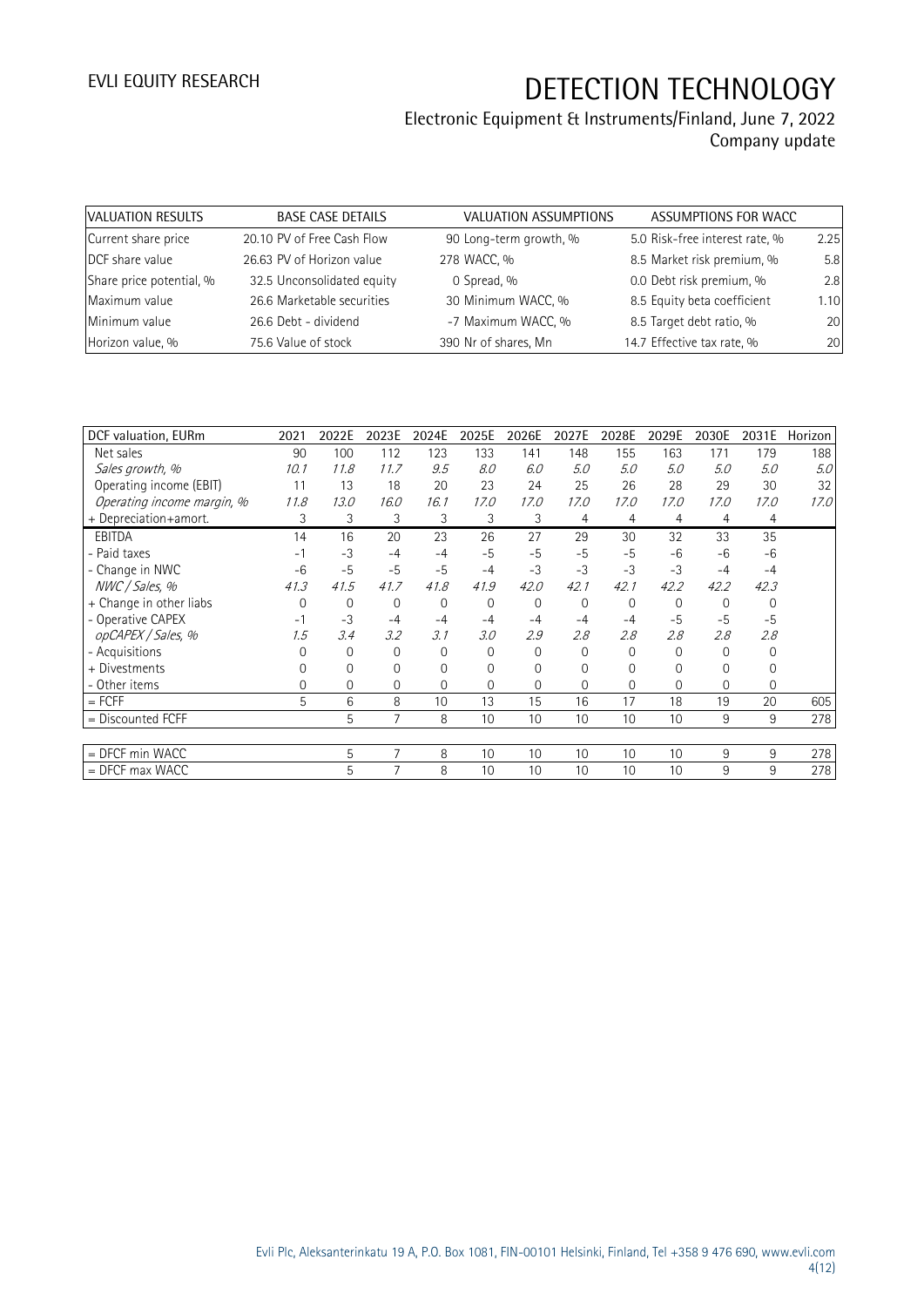| VALUATION RESULTS | | BASE CASE DETAILS | | VALUATION ASSUMPTIONS | | ASSUMPTIONS FOR WACC | |
|---|---|---|---|---|---|---|---|
| Current share price | 20.10 | PV of Free Cash Flow | 90 | Long-term growth, % | 5.0 | Risk-free interest rate, % | 2.25 |
| DCF share value | 26.63 | PV of Horizon value | 278 | WACC, % | 8.5 | Market risk premium, % | 5.8 |
| Share price potential, % | 32.5 | Unconsolidated equity | 0 | Spread, % | 0.0 | Debt risk premium, % | 2.8 |
| Maximum value | 26.6 | Marketable securities | 30 | Minimum WACC, % | 8.5 | Equity beta coefficient | 1.10 |
| Minimum value | 26.6 | Debt - dividend | -7 | Maximum WACC, % | 8.5 | Target debt ratio, % | 20 |
| Horizon value, % | 75.6 | Value of stock | 390 | Nr of shares, Mn | 14.7 | Effective tax rate, % | 20 |

| DCF valuation, EURm | 2021 | 2022E | 2023E | 2024E | 2025E | 2026E | 2027E | 2028E | 2029E | 2030E | 2031E | Horizon |
|---|---|---|---|---|---|---|---|---|---|---|---|---|
| Net sales | 90 | 100 | 112 | 123 | 133 | 141 | 148 | 155 | 163 | 171 | 179 | 188 |
| *Sales growth, %* | *10.1* | *11.8* | *11.7* | *9.5* | *8.0* | *6.0* | *5.0* | *5.0* | *5.0* | *5.0* | *5.0* | *5.0* |
| Operating income (EBIT) | 11 | 13 | 18 | 20 | 23 | 24 | 25 | 26 | 28 | 29 | 30 | 32 |
| *Operating income margin, %* | *11.8* | *13.0* | *16.0* | *16.1* | *17.0* | *17.0* | *17.0* | *17.0* | *17.0* | *17.0* | *17.0* | *17.0* |
| + Depreciation+amort. | 3 | 3 | 3 | 3 | 3 | 3 | 4 | 4 | 4 | 4 | 4 | |
| EBITDA | 14 | 16 | 20 | 23 | 26 | 27 | 29 | 30 | 32 | 33 | 35 | |
| - Paid taxes | -1 | -3 | -4 | -4 | -5 | -5 | -5 | -5 | -6 | -6 | -6 | |
| - Change in NWC | -6 | -5 | -5 | -5 | -4 | -3 | -3 | -3 | -3 | -4 | -4 | |
| *NWC / Sales, %* | *41.3* | *41.5* | *41.7* | *41.8* | *41.9* | *42.0* | *42.1* | *42.1* | *42.2* | *42.2* | *42.3* | |
| + Change in other liabs | 0 | 0 | 0 | 0 | 0 | 0 | 0 | 0 | 0 | 0 | 0 | |
| - Operative CAPEX | -1 | -3 | -4 | -4 | -4 | -4 | -4 | -4 | -5 | -5 | -5 | |
| *opCAPEX / Sales, %* | *1.5* | *3.4* | *3.2* | *3.1* | *3.0* | *2.9* | *2.8* | *2.8* | *2.8* | *2.8* | *2.8* | |
| - Acquisitions | 0 | 0 | 0 | 0 | 0 | 0 | 0 | 0 | 0 | 0 | 0 | |
| + Divestments | 0 | 0 | 0 | 0 | 0 | 0 | 0 | 0 | 0 | 0 | 0 | |
| - Other items | 0 | 0 | 0 | 0 | 0 | 0 | 0 | 0 | 0 | 0 | 0 | |
| = FCFF | 5 | 6 | 8 | 10 | 13 | 15 | 16 | 17 | 18 | 19 | 20 | 605 |
| = Discounted FCFF | | 5 | 7 | 8 | 10 | 10 | 10 | 10 | 10 | 9 | 9 | 278 |
| | | | | | | | | | | | | |
| = DFCF min WACC | | 5 | 7 | 8 | 10 | 10 | 10 | 10 | 10 | 9 | 9 | 278 |
| = DFCF max WACC | | 5 | 7 | 8 | 10 | 10 | 10 | 10 | 10 | 9 | 9 | 278 |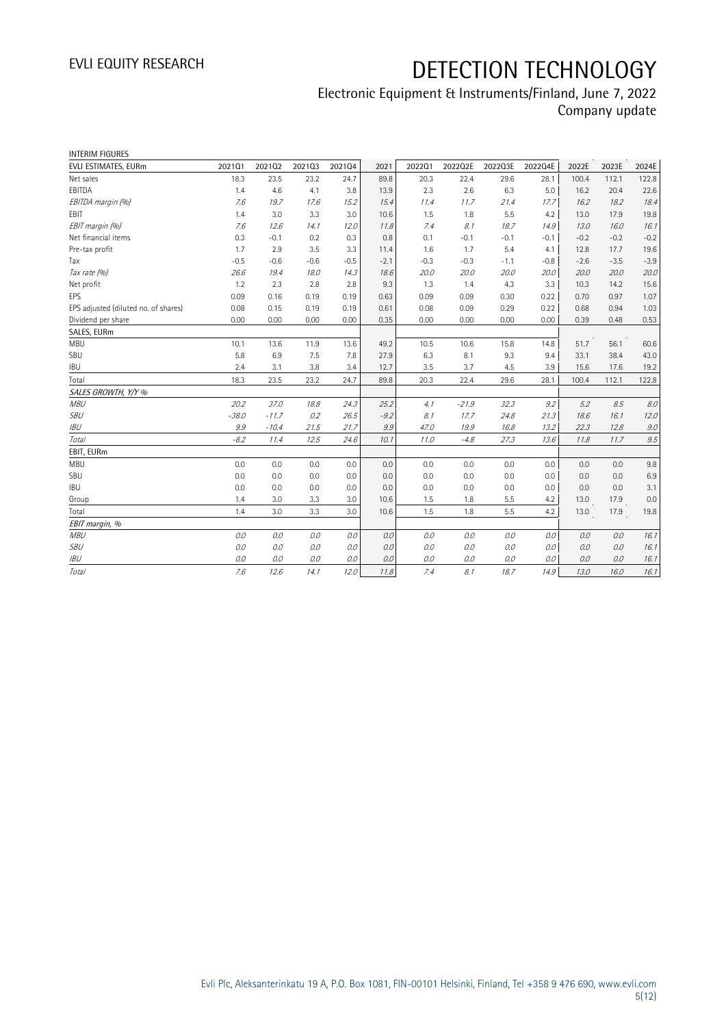# DETECTION TECHNOLOGY

Electronic Equipment & Instruments/Finland, June 7, 2022
Company update

INTERIM FIGURES

| EVLI ESTIMATES, EURm | 2021Q1 | 2021Q2 | 2021Q3 | 2021Q4 | 2021 | 2022Q1 | 2022Q2E | 2022Q3E | 2022Q4E | 2022E | 2023E | 2024E |
|---|---|---|---|---|---|---|---|---|---|---|---|---|
| Net sales | 18.3 | 23.5 | 23.2 | 24.7 | 89.8 | 20.3 | 22.4 | 29.6 | 28.1 | 100.4 | 112.1 | 122.8 |
| EBITDA | 1.4 | 4.6 | 4.1 | 3.8 | 13.9 | 2.3 | 2.6 | 6.3 | 5.0 | 16.2 | 20.4 | 22.6 |
| *EBITDA margin (%)* | *7.6* | *19.7* | *17.6* | *15.2* | *15.4* | *11.4* | *11.7* | *21.4* | *17.7* | *16.2* | *18.2* | *18.4* |
| EBIT | 1.4 | 3.0 | 3.3 | 3.0 | 10.6 | 1.5 | 1.8 | 5.5 | 4.2 | 13.0 | 17.9 | 19.8 |
| *EBIT margin (%)* | *7.6* | *12.6* | *14.1* | *12.0* | *11.8* | *7.4* | *8.1* | *18.7* | *14.9* | *13.0* | *16.0* | *16.1* |
| Net financial items | 0.3 | -0.1 | 0.2 | 0.3 | 0.8 | 0.1 | -0.1 | -0.1 | -0.1 | -0.2 | -0.2 | -0.2 |
| Pre-tax profit | 1.7 | 2.9 | 3.5 | 3.3 | 11.4 | 1.6 | 1.7 | 5.4 | 4.1 | 12.8 | 17.7 | 19.6 |
| Tax | -0.5 | -0.6 | -0.6 | -0.5 | -2.1 | -0.3 | -0.3 | -1.1 | -0.8 | -2.6 | -3.5 | -3.9 |
| *Tax rate (%)* | *26.6* | *19.4* | *18.0* | *14.3* | *18.6* | *20.0* | *20.0* | *20.0* | *20.0* | *20.0* | *20.0* | *20.0* |
| Net profit | 1.2 | 2.3 | 2.8 | 2.8 | 9.3 | 1.3 | 1.4 | 4.3 | 3.3 | 10.3 | 14.2 | 15.6 |
| EPS | 0.09 | 0.16 | 0.19 | 0.19 | 0.63 | 0.09 | 0.09 | 0.30 | 0.22 | 0.70 | 0.97 | 1.07 |
| EPS adjusted (diluted no. of shares) | 0.08 | 0.15 | 0.19 | 0.19 | 0.61 | 0.08 | 0.09 | 0.29 | 0.22 | 0.68 | 0.94 | 1.03 |
| Dividend per share | 0.00 | 0.00 | 0.00 | 0.00 | 0.35 | 0.00 | 0.00 | 0.00 | 0.00 | 0.39 | 0.48 | 0.53 |
| SALES, EURm | | | | | | | | | | | | |
| MBU | 10.1 | 13.6 | 11.9 | 13.6 | 49.2 | 10.5 | 10.6 | 15.8 | 14.8 | 51.7 | 56.1 | 60.6 |
| SBU | 5.8 | 6.9 | 7.5 | 7.8 | 27.9 | 6.3 | 8.1 | 9.3 | 9.4 | 33.1 | 38.4 | 43.0 |
| IBU | 2.4 | 3.1 | 3.8 | 3.4 | 12.7 | 3.5 | 3.7 | 4.5 | 3.9 | 15.6 | 17.6 | 19.2 |
| Total | 18.3 | 23.5 | 23.2 | 24.7 | 89.8 | 20.3 | 22.4 | 29.6 | 28.1 | 100.4 | 112.1 | 122.8 |
| *SALES GROWTH, Y/Y %* | | | | | | | | | | | | |
| *MBU* | *20.2* | *37.0* | *18.8* | *24.3* | *25.2* | *4.1* | *-21.9* | *32.3* | *9.2* | *5.2* | *8.5* | *8.0* |
| *SBU* | *-38.0* | *-11.7* | *0.2* | *26.5* | *-9.2* | *8.1* | *17.7* | *24.8* | *21.3* | *18.6* | *16.1* | *12.0* |
| *IBU* | *9.9* | *-10.4* | *21.5* | *21.7* | *9.9* | *47.0* | *19.9* | *16.8* | *13.2* | *22.3* | *12.8* | *9.0* |
| *Total* | *-8.2* | *11.4* | *12.5* | *24.6* | *10.1* | *11.0* | *-4.8* | *27.3* | *13.6* | *11.8* | *11.7* | *9.5* |
| EBIT, EURm | | | | | | | | | | | | |
| MBU | 0.0 | 0.0 | 0.0 | 0.0 | 0.0 | 0.0 | 0.0 | 0.0 | 0.0 | 0.0 | 0.0 | 9.8 |
| SBU | 0.0 | 0.0 | 0.0 | 0.0 | 0.0 | 0.0 | 0.0 | 0.0 | 0.0 | 0.0 | 0.0 | 6.9 |
| IBU | 0.0 | 0.0 | 0.0 | 0.0 | 0.0 | 0.0 | 0.0 | 0.0 | 0.0 | 0.0 | 0.0 | 3.1 |
| Group | 1.4 | 3.0 | 3.3 | 3.0 | 10.6 | 1.5 | 1.8 | 5.5 | 4.2 | 13.0 | 17.9 | 0.0 |
| Total | 1.4 | 3.0 | 3.3 | 3.0 | 10.6 | 1.5 | 1.8 | 5.5 | 4.2 | 13.0 | 17.9 | 19.8 |
| *EBIT margin, %* | | | | | | | | | | | | |
| *MBU* | *0.0* | *0.0* | *0.0* | *0.0* | *0.0* | *0.0* | *0.0* | *0.0* | *0.0* | *0.0* | *0.0* | *16.1* |
| *SBU* | *0.0* | *0.0* | *0.0* | *0.0* | *0.0* | *0.0* | *0.0* | *0.0* | *0.0* | *0.0* | *0.0* | *16.1* |
| *IBU* | *0.0* | *0.0* | *0.0* | *0.0* | *0.0* | *0.0* | *0.0* | *0.0* | *0.0* | *0.0* | *0.0* | *16.1* |
| *Total* | *7.6* | *12.6* | *14.1* | *12.0* | *11.8* | *7.4* | *8.1* | *18.7* | *14.9* | *13.0* | *16.0* | *16.1* |

Evli Plc, Aleksanterinkatu 19 A, P.O. Box 1081, FIN-00101 Helsinki, Finland, Tel +358 9 476 690, www.evli.com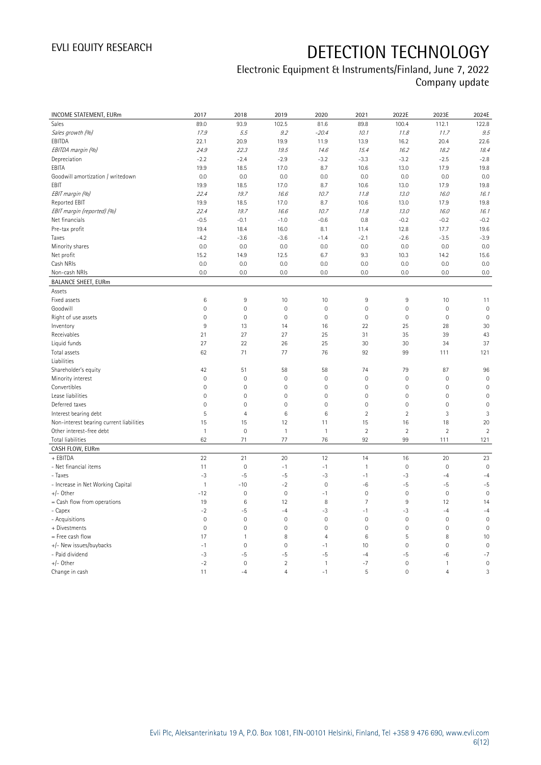# EVLI EQUITY RESEARCH

# DETECTION TECHNOLOGY

Electronic Equipment & Instruments/Finland, June 7, 2022
Company update

| INCOME STATEMENT, EURm | 2017 | 2018 | 2019 | 2020 | 2021 | 2022E | 2023E | 2024E |
|---|---|---|---|---|---|---|---|---|
| Sales | 89.0 | 93.9 | 102.5 | 81.6 | 89.8 | 100.4 | 112.1 | 122.8 |
| *Sales growth (%)* | *17.9* | *5.5* | *9.2* | *-20.4* | *10.1* | *11.8* | *11.7* | *9.5* |
| EBITDA | 22.1 | 20.9 | 19.9 | 11.9 | 13.9 | 16.2 | 20.4 | 22.6 |
| *EBITDA margin (%)* | *24.9* | *22.3* | *19.5* | *14.6* | *15.4* | *16.2* | *18.2* | *18.4* |
| Depreciation | -2.2 | -2.4 | -2.9 | -3.2 | -3.3 | -3.2 | -2.5 | -2.8 |
| EBITA | 19.9 | 18.5 | 17.0 | 8.7 | 10.6 | 13.0 | 17.9 | 19.8 |
| Goodwill amortization / writedown | 0.0 | 0.0 | 0.0 | 0.0 | 0.0 | 0.0 | 0.0 | 0.0 |
| EBIT | 19.9 | 18.5 | 17.0 | 8.7 | 10.6 | 13.0 | 17.9 | 19.8 |
| *EBIT margin (%)* | *22.4* | *19.7* | *16.6* | *10.7* | *11.8* | *13.0* | *16.0* | *16.1* |
| Reported EBIT | 19.9 | 18.5 | 17.0 | 8.7 | 10.6 | 13.0 | 17.9 | 19.8 |
| *EBIT margin (reported) (%)* | *22.4* | *19.7* | *16.6* | *10.7* | *11.8* | *13.0* | *16.0* | *16.1* |
| Net financials | -0.5 | -0.1 | -1.0 | -0.6 | 0.8 | -0.2 | -0.2 | -0.2 |
| Pre-tax profit | 19.4 | 18.4 | 16.0 | 8.1 | 11.4 | 12.8 | 17.7 | 19.6 |
| Taxes | -4.2 | -3.6 | -3.6 | -1.4 | -2.1 | -2.6 | -3.5 | -3.9 |
| Minority shares | 0.0 | 0.0 | 0.0 | 0.0 | 0.0 | 0.0 | 0.0 | 0.0 |
| Net profit | 15.2 | 14.9 | 12.5 | 6.7 | 9.3 | 10.3 | 14.2 | 15.6 |
| Cash NRIs | 0.0 | 0.0 | 0.0 | 0.0 | 0.0 | 0.0 | 0.0 | 0.0 |
| Non-cash NRIs | 0.0 | 0.0 | 0.0 | 0.0 | 0.0 | 0.0 | 0.0 | 0.0 |
| **BALANCE SHEET, EURm** | | | | | | | | |
| Assets | | | | | | | | |
| Fixed assets | 6 | 9 | 10 | 10 | 9 | 9 | 10 | 11 |
| Goodwill | 0 | 0 | 0 | 0 | 0 | 0 | 0 | 0 |
| Right of use assets | 0 | 0 | 0 | 0 | 0 | 0 | 0 | 0 |
| Inventory | 9 | 13 | 14 | 16 | 22 | 25 | 28 | 30 |
| Receivables | 21 | 27 | 27 | 25 | 31 | 35 | 39 | 43 |
| Liquid funds | 27 | 22 | 26 | 25 | 30 | 30 | 34 | 37 |
| Total assets | 62 | 71 | 77 | 76 | 92 | 99 | 111 | 121 |
| Liabilities | | | | | | | | |
| Shareholder's equity | 42 | 51 | 58 | 58 | 74 | 79 | 87 | 96 |
| Minority interest | 0 | 0 | 0 | 0 | 0 | 0 | 0 | 0 |
| Convertibles | 0 | 0 | 0 | 0 | 0 | 0 | 0 | 0 |
| Lease liabilities | 0 | 0 | 0 | 0 | 0 | 0 | 0 | 0 |
| Deferred taxes | 0 | 0 | 0 | 0 | 0 | 0 | 0 | 0 |
| Interest bearing debt | 5 | 4 | 6 | 6 | 2 | 2 | 3 | 3 |
| Non-interest bearing current liabilities | 15 | 15 | 12 | 11 | 15 | 16 | 18 | 20 |
| Other interest-free debt | 1 | 0 | 1 | 1 | 2 | 2 | 2 | 2 |
| Total liabilities | 62 | 71 | 77 | 76 | 92 | 99 | 111 | 121 |
| **CASH FLOW, EURm** | | | | | | | | |
| + EBITDA | 22 | 21 | 20 | 12 | 14 | 16 | 20 | 23 |
| - Net financial items | 11 | 0 | -1 | -1 | 1 | 0 | 0 | 0 |
| - Taxes | -3 | -5 | -5 | -3 | -1 | -3 | -4 | -4 |
| - Increase in Net Working Capital | 1 | -10 | -2 | 0 | -6 | -5 | -5 | -5 |
| +/- Other | -12 | 0 | 0 | -1 | 0 | 0 | 0 | 0 |
| = Cash flow from operations | 19 | 6 | 12 | 8 | 7 | 9 | 12 | 14 |
| - Capex | -2 | -5 | -4 | -3 | -1 | -3 | -4 | -4 |
| - Acquisitions | 0 | 0 | 0 | 0 | 0 | 0 | 0 | 0 |
| + Divestments | 0 | 0 | 0 | 0 | 0 | 0 | 0 | 0 |
| = Free cash flow | 17 | 1 | 8 | 4 | 6 | 5 | 8 | 10 |
| +/- New issues/buybacks | -1 | 0 | 0 | -1 | 10 | 0 | 0 | 0 |
| - Paid dividend | -3 | -5 | -5 | -5 | -4 | -5 | -6 | -7 |
| +/- Other | -2 | 0 | 2 | 1 | -7 | 0 | 1 | 0 |
| Change in cash | 11 | -4 | 4 | -1 | 5 | 0 | 4 | 3 |

Evli Plc, Aleksanterinkatu 19 A, P.O. Box 1081, FIN-00101 Helsinki, Finland, Tel +358 9 476 690, www.evli.com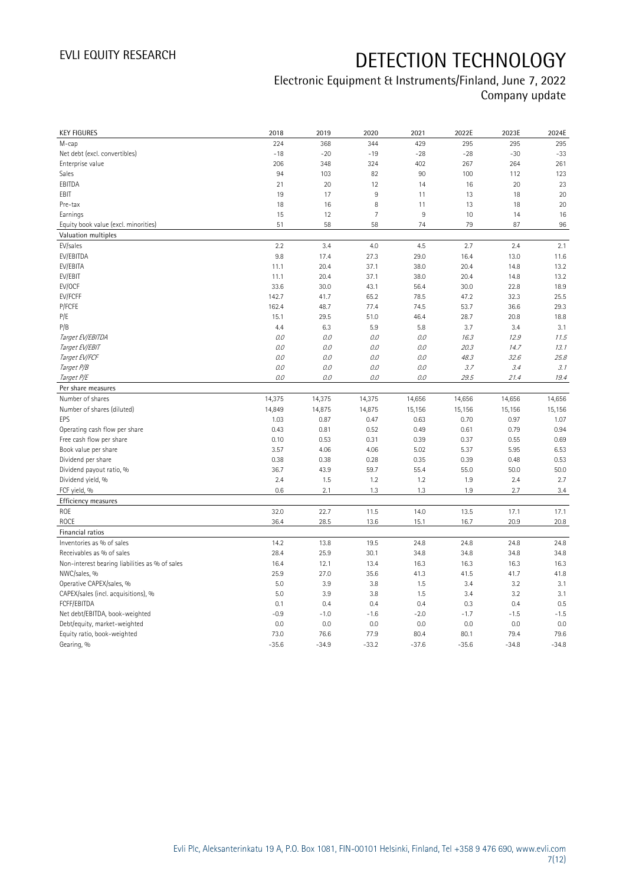# DETECTION TECHNOLOGY

Electronic Equipment & Instruments/Finland, June 7, 2022
Company update

| KEY FIGURES | 2018 | 2019 | 2020 | 2021 | 2022E | 2023E | 2024E |
|---|---|---|---|---|---|---|---|
| M-cap | 224 | 368 | 344 | 429 | 295 | 295 | 295 |
| Net debt (excl. convertibles) | -18 | -20 | -19 | -28 | -28 | -30 | -33 |
| Enterprise value | 206 | 348 | 324 | 402 | 267 | 264 | 261 |
| Sales | 94 | 103 | 82 | 90 | 100 | 112 | 123 |
| EBITDA | 21 | 20 | 12 | 14 | 16 | 20 | 23 |
| EBIT | 19 | 17 | 9 | 11 | 13 | 18 | 20 |
| Pre-tax | 18 | 16 | 8 | 11 | 13 | 18 | 20 |
| Earnings | 15 | 12 | 7 | 9 | 10 | 14 | 16 |
| Equity book value (excl. minorities) | 51 | 58 | 58 | 74 | 79 | 87 | 96 |
| **Valuation multiples** | | | | | | | |
| EV/sales | 2.2 | 3.4 | 4.0 | 4.5 | 2.7 | 2.4 | 2.1 |
| EV/EBITDA | 9.8 | 17.4 | 27.3 | 29.0 | 16.4 | 13.0 | 11.6 |
| EV/EBITA | 11.1 | 20.4 | 37.1 | 38.0 | 20.4 | 14.8 | 13.2 |
| EV/EBIT | 11.1 | 20.4 | 37.1 | 38.0 | 20.4 | 14.8 | 13.2 |
| EV/OCF | 33.6 | 30.0 | 43.1 | 56.4 | 30.0 | 22.8 | 18.9 |
| EV/FCFF | 142.7 | 41.7 | 65.2 | 78.5 | 47.2 | 32.3 | 25.5 |
| P/FCFE | 162.4 | 48.7 | 77.4 | 74.5 | 53.7 | 36.6 | 29.3 |
| P/E | 15.1 | 29.5 | 51.0 | 46.4 | 28.7 | 20.8 | 18.8 |
| P/B | 4.4 | 6.3 | 5.9 | 5.8 | 3.7 | 3.4 | 3.1 |
| *Target EV/EBITDA* | *0.0* | *0.0* | *0.0* | *0.0* | *16.3* | *12.9* | *11.5* |
| *Target EV/EBIT* | *0.0* | *0.0* | *0.0* | *0.0* | *20.3* | *14.7* | *13.1* |
| *Target EV/FCF* | *0.0* | *0.0* | *0.0* | *0.0* | *48.3* | *32.6* | *25.8* |
| *Target P/B* | *0.0* | *0.0* | *0.0* | *0.0* | *3.7* | *3.4* | *3.1* |
| *Target P/E* | *0.0* | *0.0* | *0.0* | *0.0* | *29.5* | *21.4* | *19.4* |
| **Per share measures** | | | | | | | |
| Number of shares | 14,375 | 14,375 | 14,375 | 14,656 | 14,656 | 14,656 | 14,656 |
| Number of shares (diluted) | 14,849 | 14,875 | 14,875 | 15,156 | 15,156 | 15,156 | 15,156 |
| EPS | 1.03 | 0.87 | 0.47 | 0.63 | 0.70 | 0.97 | 1.07 |
| Operating cash flow per share | 0.43 | 0.81 | 0.52 | 0.49 | 0.61 | 0.79 | 0.94 |
| Free cash flow per share | 0.10 | 0.53 | 0.31 | 0.39 | 0.37 | 0.55 | 0.69 |
| Book value per share | 3.57 | 4.06 | 4.06 | 5.02 | 5.37 | 5.95 | 6.53 |
| Dividend per share | 0.38 | 0.38 | 0.28 | 0.35 | 0.39 | 0.48 | 0.53 |
| Dividend payout ratio, % | 36.7 | 43.9 | 59.7 | 55.4 | 55.0 | 50.0 | 50.0 |
| Dividend yield, % | 2.4 | 1.5 | 1.2 | 1.2 | 1.9 | 2.4 | 2.7 |
| FCF yield, % | 0.6 | 2.1 | 1.3 | 1.3 | 1.9 | 2.7 | 3.4 |
| **Efficiency measures** | | | | | | | |
| ROE | 32.0 | 22.7 | 11.5 | 14.0 | 13.5 | 17.1 | 17.1 |
| ROCE | 36.4 | 28.5 | 13.6 | 15.1 | 16.7 | 20.9 | 20.8 |
| **Financial ratios** | | | | | | | |
| Inventories as % of sales | 14.2 | 13.8 | 19.5 | 24.8 | 24.8 | 24.8 | 24.8 |
| Receivables as % of sales | 28.4 | 25.9 | 30.1 | 34.8 | 34.8 | 34.8 | 34.8 |
| Non-interest bearing liabilities as % of sales | 16.4 | 12.1 | 13.4 | 16.3 | 16.3 | 16.3 | 16.3 |
| NWC/sales, % | 25.9 | 27.0 | 35.6 | 41.3 | 41.5 | 41.7 | 41.8 |
| Operative CAPEX/sales, % | 5.0 | 3.9 | 3.8 | 1.5 | 3.4 | 3.2 | 3.1 |
| CAPEX/sales (incl. acquisitions), % | 5.0 | 3.9 | 3.8 | 1.5 | 3.4 | 3.2 | 3.1 |
| FCFF/EBITDA | 0.1 | 0.4 | 0.4 | 0.4 | 0.3 | 0.4 | 0.5 |
| Net debt/EBITDA, book-weighted | -0.9 | -1.0 | -1.6 | -2.0 | -1.7 | -1.5 | -1.5 |
| Debt/equity, market-weighted | 0.0 | 0.0 | 0.0 | 0.0 | 0.0 | 0.0 | 0.0 |
| Equity ratio, book-weighted | 73.0 | 76.6 | 77.9 | 80.4 | 80.1 | 79.4 | 79.6 |
| Gearing, % | -35.6 | -34.9 | -33.2 | -37.6 | -35.6 | -34.8 | -34.8 |

Evli Plc, Aleksanterinkatu 19 A, P.O. Box 1081, FIN-00101 Helsinki, Finland, Tel +358 9 476 690, www.evli.com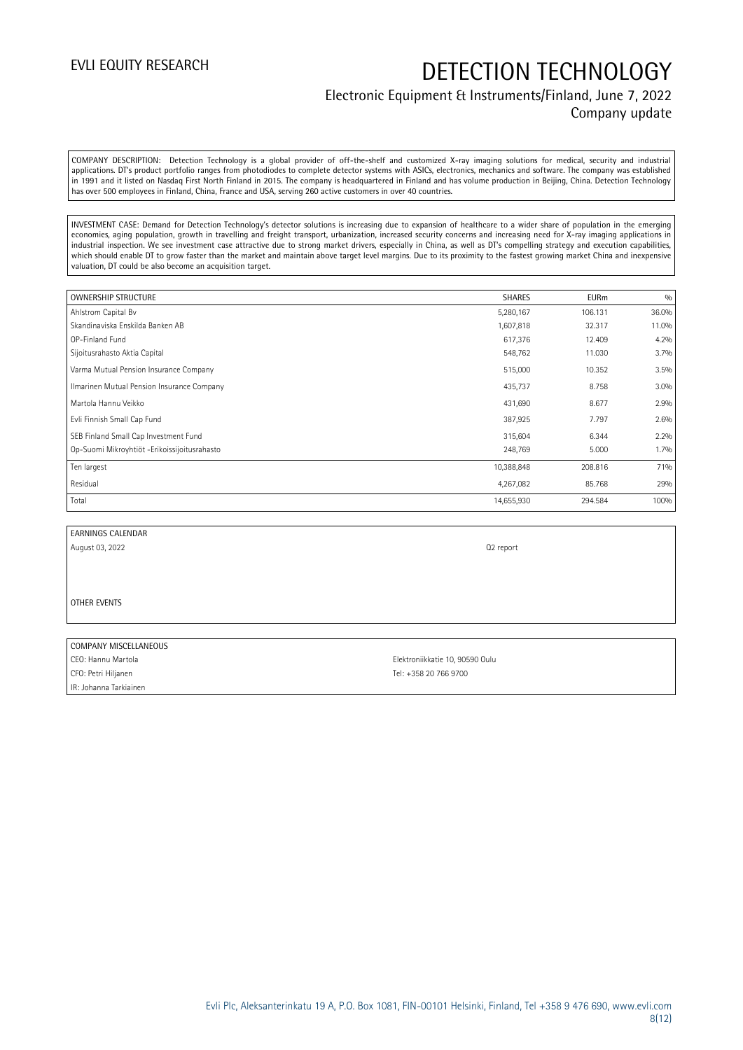COMPANY DESCRIPTION: Detection Technology is a global provider of off-the-shelf and customized X-ray imaging solutions for medical, security and industrial applications. DT's product portfolio ranges from photodiodes to complete detector systems with ASICs, electronics, mechanics and software. The company was established in 1991 and it listed on Nasdaq First North Finland in 2015. The company is headquartered in Finland and has volume production in Beijing, China. Detection Technology has over 500 employees in Finland, China, France and USA, serving 260 active customers in over 40 countries.

INVESTMENT CASE: Demand for Detection Technology's detector solutions is increasing due to expansion of healthcare to a wider share of population in the emerging economies, aging population, growth in travelling and freight transport, urbanization, increased security concerns and increasing need for X-ray imaging applications in industrial inspection. We see investment case attractive due to strong market drivers, especially in China, as well as DT's compelling strategy and execution capabilities, which should enable DT to grow faster than the market and maintain above target level margins. Due to its proximity to the fastest growing market China and inexpensive valuation, DT could be also become an acquisition target.

| OWNERSHIP STRUCTURE | SHARES | EURm | % |
|---|---|---|---|
| Ahlstrom Capital Bv | 5,280,167 | 106.131 | 36.0% |
| Skandinaviska Enskilda Banken AB | 1,607,818 | 32.317 | 11.0% |
| OP-Finland Fund | 617,376 | 12.409 | 4.2% |
| Sijoitusrahasto Aktia Capital | 548,762 | 11.030 | 3.7% |
| Varma Mutual Pension Insurance Company | 515,000 | 10.352 | 3.5% |
| Ilmarinen Mutual Pension Insurance Company | 435,737 | 8.758 | 3.0% |
| Martola Hannu Veikko | 431,690 | 8.677 | 2.9% |
| Evli Finnish Small Cap Fund | 387,925 | 7.797 | 2.6% |
| SEB Finland Small Cap Investment Fund | 315,604 | 6.344 | 2.2% |
| Op-Suomi Mikroyhtiöt -Erikoissijoitusrahasto | 248,769 | 5.000 | 1.7% |
| Ten largest | 10,388,848 | 208.816 | 71% |
| Residual | 4,267,082 | 85.768 | 29% |
| Total | 14,655,930 | 294.584 | 100% |

| EARNINGS CALENDAR | |
|---|---|
| August 03, 2022 | Q2 report |

OTHER EVENTS

| COMPANY MISCELLANEOUS | |
|---|---|
| CEO: Hannu Martola | Elektroniikkatie 10, 90590 Oulu |
| CFO: Petri Hiljanen | Tel: +358 20 766 9700 |
| IR: Johanna Tarkiainen | |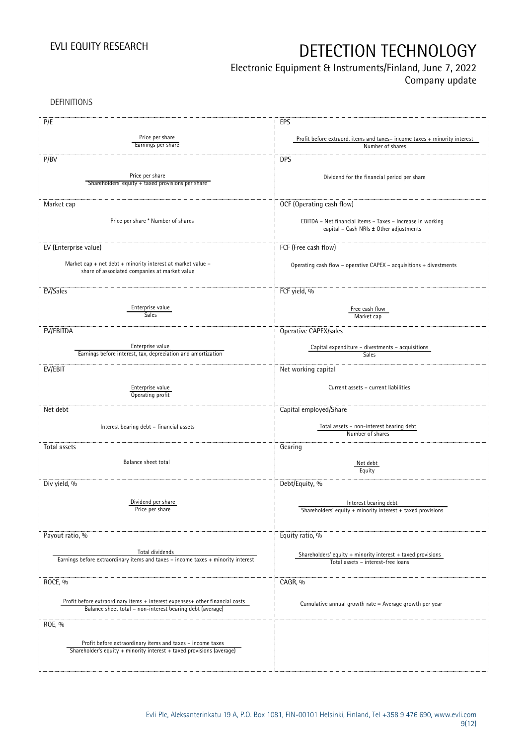DEFINITIONS

| P/E | EPS |
|---|---|
| $\frac{\text{Price per share}}{\text{Earnings per share}}$ | $\frac{\text{Profit before extraord. items and taxes– income taxes + minority interest}}{\text{Number of shares}}$ |
| **P/BV** | **DPS** |
| $\frac{\text{Price per share}}{\text{Shareholders' equity + taxed provisions per share}}$ | Dividend for the financial period per share |
| **Market cap** | **OCF (Operating cash flow)** |
| Price per share * Number of shares | EBITDA – Net financial items – Taxes – Increase in working capital – Cash NRIs ± Other adjustments |
| **EV (Enterprise value)** | **FCF (Free cash flow)** |
| Market cap + net debt + minority interest at market value – share of associated companies at market value | Operating cash flow – operative CAPEX – acquisitions + divestments |
| **EV/Sales** | **FCF yield, %** |
| $\frac{\text{Enterprise value}}{\text{Sales}}$ | $\frac{\text{Free cash flow}}{\text{Market cap}}$ |
| **EV/EBITDA** | **Operative CAPEX/sales** |
| $\frac{\text{Enterprise value}}{\text{Earnings before interest, tax, depreciation and amortization}}$ | $\frac{\text{Capital expenditure – divestments – acquisitions}}{\text{Sales}}$ |
| **EV/EBIT** | **Net working capital** |
| $\frac{\text{Enterprise value}}{\text{Operating profit}}$ | Current assets – current liabilities |
| **Net debt** | **Capital employed/Share** |
| Interest bearing debt – financial assets | $\frac{\text{Total assets – non-interest bearing debt}}{\text{Number of shares}}$ |
| **Total assets** | **Gearing** |
| Balance sheet total | $\frac{\text{Net debt}}{\text{Equity}}$ |
| **Div yield, %** | **Debt/Equity, %** |
| $\frac{\text{Dividend per share}}{\text{Price per share}}$ | $\frac{\text{Interest bearing debt}}{\text{Shareholders' equity + minority interest + taxed provisions}}$ |
| **Payout ratio, %** | **Equity ratio, %** |
| $\frac{\text{Total dividends}}{\text{Earnings before extraordinary items and taxes – income taxes + minority interest}}$ | $\frac{\text{Shareholders' equity + minority interest + taxed provisions}}{\text{Total assets – interest-free loans}}$ |
| **ROCE, %** | **CAGR, %** |
| $\frac{\text{Profit before extraordinary items + interest expenses+ other financial costs}}{\text{Balance sheet total – non-interest bearing debt (average)}}$ | Cumulative annual growth rate = Average growth per year |
| **ROE, %** | |
| $\frac{\text{Profit before extraordinary items and taxes – income taxes}}{\text{Shareholder's equity + minority interest + taxed provisions (average)}}$ | |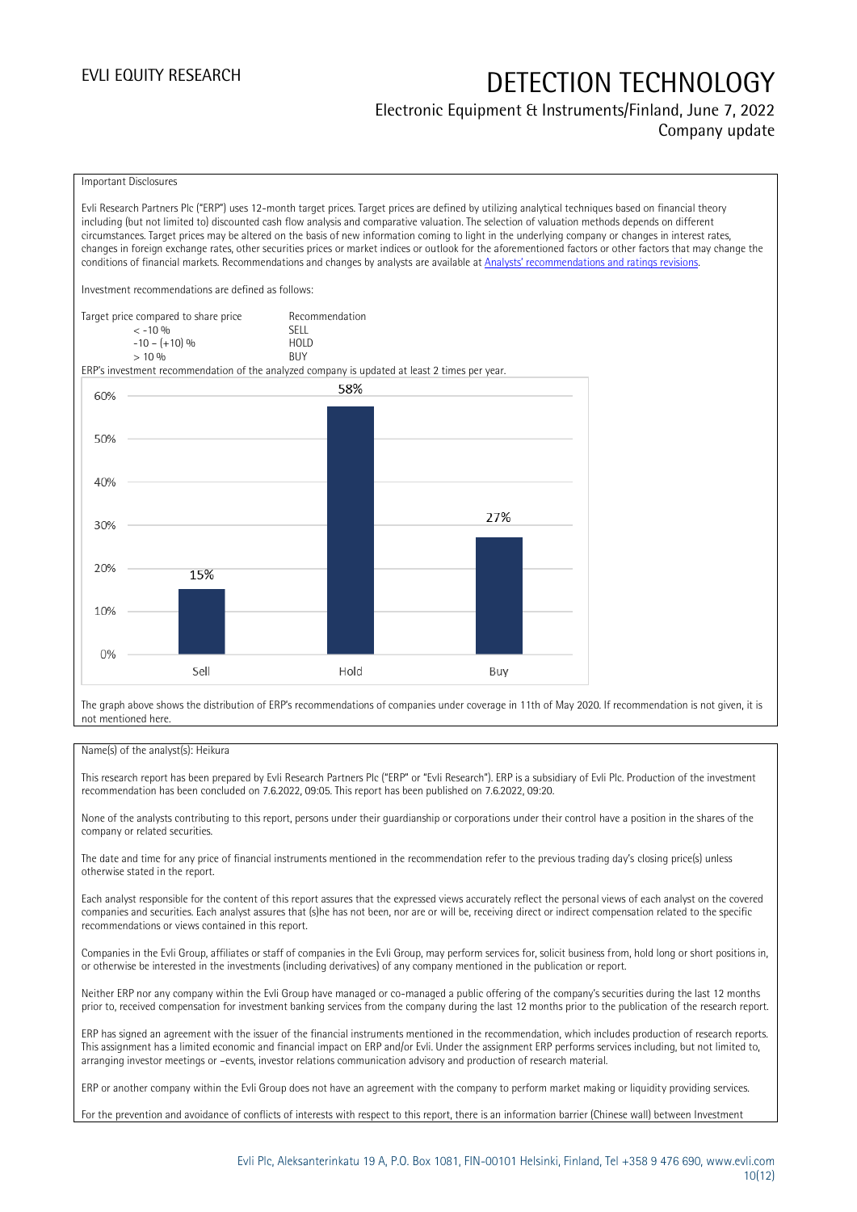Important Disclosures

Evli Research Partners Plc ("ERP") uses 12-month target prices. Target prices are defined by utilizing analytical techniques based on financial theory including (but not limited to) discounted cash flow analysis and comparative valuation. The selection of valuation methods depends on different circumstances. Target prices may be altered on the basis of new information coming to light in the underlying company or changes in interest rates, changes in foreign exchange rates, other securities prices or market indices or outlook for the aforementioned factors or other factors that may change the conditions of financial markets. Recommendations and changes by analysts are available at Analysts' recommendations and ratings revisions.

Investment recommendations are defined as follows:

| Target price compared to share price | Recommendation |
|---|---|
| < -10 % | SELL |
| -10 – (+10) % | HOLD |
| > 10 % | BUY |

ERP's investment recommendation of the analyzed company is updated at least 2 times per year.

| | Sell | Hold | Buy |
|---|---|---|---|
| Share | 15% | 58% | 27% |

The graph above shows the distribution of ERP's recommendations of companies under coverage in 11th of May 2020. If recommendation is not given, it is not mentioned here.

Name(s) of the analyst(s): Heikura

This research report has been prepared by Evli Research Partners Plc ("ERP" or "Evli Research"). ERP is a subsidiary of Evli Plc. Production of the investment recommendation has been concluded on 7.6.2022, 09:05. This report has been published on 7.6.2022, 09:20.

None of the analysts contributing to this report, persons under their guardianship or corporations under their control have a position in the shares of the company or related securities.

The date and time for any price of financial instruments mentioned in the recommendation refer to the previous trading day's closing price(s) unless otherwise stated in the report.

Each analyst responsible for the content of this report assures that the expressed views accurately reflect the personal views of each analyst on the covered companies and securities. Each analyst assures that (s)he has not been, nor are or will be, receiving direct or indirect compensation related to the specific recommendations or views contained in this report.

Companies in the Evli Group, affiliates or staff of companies in the Evli Group, may perform services for, solicit business from, hold long or short positions in, or otherwise be interested in the investments (including derivatives) of any company mentioned in the publication or report.

Neither ERP nor any company within the Evli Group have managed or co-managed a public offering of the company's securities during the last 12 months prior to, received compensation for investment banking services from the company during the last 12 months prior to the publication of the research report.

ERP has signed an agreement with the issuer of the financial instruments mentioned in the recommendation, which includes production of research reports. This assignment has a limited economic and financial impact on ERP and/or Evli. Under the assignment ERP performs services including, but not limited to, arranging investor meetings or –events, investor relations communication advisory and production of research material.

ERP or another company within the Evli Group does not have an agreement with the company to perform market making or liquidity providing services.

For the prevention and avoidance of conflicts of interests with respect to this report, there is an information barrier (Chinese wall) between Investment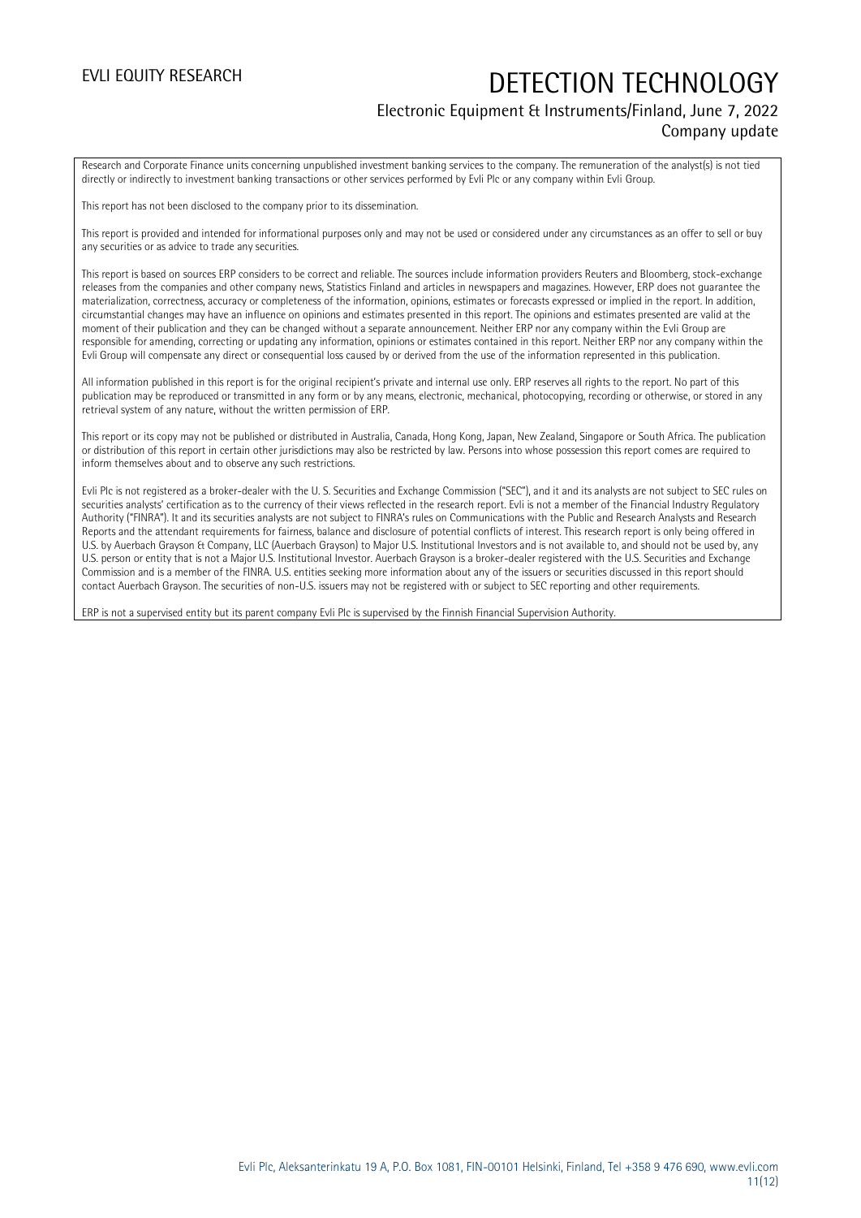Research and Corporate Finance units concerning unpublished investment banking services to the company. The remuneration of the analyst(s) is not tied directly or indirectly to investment banking transactions or other services performed by Evli Plc or any company within Evli Group.

This report has not been disclosed to the company prior to its dissemination.

This report is provided and intended for informational purposes only and may not be used or considered under any circumstances as an offer to sell or buy any securities or as advice to trade any securities.

This report is based on sources ERP considers to be correct and reliable. The sources include information providers Reuters and Bloomberg, stock-exchange releases from the companies and other company news, Statistics Finland and articles in newspapers and magazines. However, ERP does not guarantee the materialization, correctness, accuracy or completeness of the information, opinions, estimates or forecasts expressed or implied in the report. In addition, circumstantial changes may have an influence on opinions and estimates presented in this report. The opinions and estimates presented are valid at the moment of their publication and they can be changed without a separate announcement. Neither ERP nor any company within the Evli Group are responsible for amending, correcting or updating any information, opinions or estimates contained in this report. Neither ERP nor any company within the Evli Group will compensate any direct or consequential loss caused by or derived from the use of the information represented in this publication.

All information published in this report is for the original recipient's private and internal use only. ERP reserves all rights to the report. No part of this publication may be reproduced or transmitted in any form or by any means, electronic, mechanical, photocopying, recording or otherwise, or stored in any retrieval system of any nature, without the written permission of ERP.

This report or its copy may not be published or distributed in Australia, Canada, Hong Kong, Japan, New Zealand, Singapore or South Africa. The publication or distribution of this report in certain other jurisdictions may also be restricted by law. Persons into whose possession this report comes are required to inform themselves about and to observe any such restrictions.

Evli Plc is not registered as a broker-dealer with the U. S. Securities and Exchange Commission ("SEC"), and it and its analysts are not subject to SEC rules on securities analysts' certification as to the currency of their views reflected in the research report. Evli is not a member of the Financial Industry Regulatory Authority ("FINRA"). It and its securities analysts are not subject to FINRA's rules on Communications with the Public and Research Analysts and Research Reports and the attendant requirements for fairness, balance and disclosure of potential conflicts of interest. This research report is only being offered in U.S. by Auerbach Grayson & Company, LLC (Auerbach Grayson) to Major U.S. Institutional Investors and is not available to, and should not be used by, any U.S. person or entity that is not a Major U.S. Institutional Investor. Auerbach Grayson is a broker-dealer registered with the U.S. Securities and Exchange Commission and is a member of the FINRA. U.S. entities seeking more information about any of the issuers or securities discussed in this report should contact Auerbach Grayson. The securities of non-U.S. issuers may not be registered with or subject to SEC reporting and other requirements.

ERP is not a supervised entity but its parent company Evli Plc is supervised by the Finnish Financial Supervision Authority.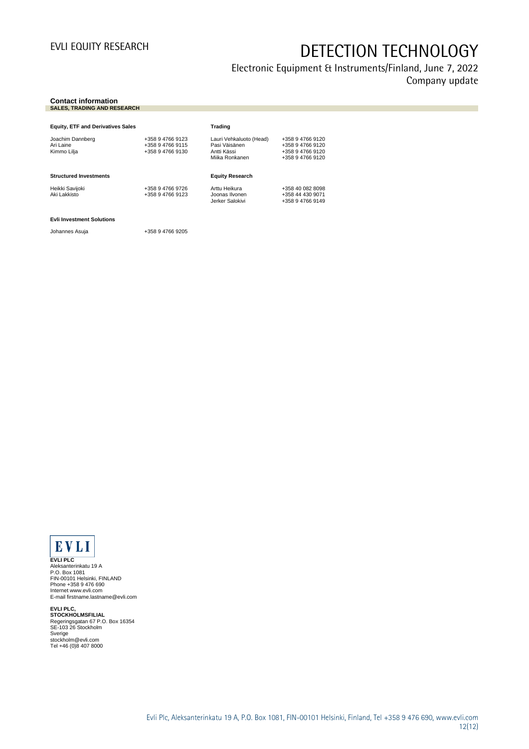## Contact information

**SALES, TRADING AND RESEARCH**

| | | | |
|---|---|---|---|
| **Equity, ETF and Derivatives Sales** | | **Trading** | |
| Joachim Dannberg | +358 9 4766 9123 | Lauri Vehkaluoto (Head) | +358 9 4766 9120 |
| Ari Laine | +358 9 4766 9115 | Pasi Väisänen | +358 9 4766 9120 |
| Kimmo Lilja | +358 9 4766 9130 | Antti Kässi | +358 9 4766 9120 |
| | | Miika Ronkanen | +358 9 4766 9120 |
| **Structured Investments** | | **Equity Research** | |
| Heikki Savijoki | +358 9 4766 9726 | Arttu Heikura | +358 40 082 8098 |
| Aki Lakkisto | +358 9 4766 9123 | Joonas Ilvonen | +358 44 430 9071 |
| | | Jerker Salokivi | +358 9 4766 9149 |
| **Evli Investment Solutions** | | | |
| Johannes Asuja | +358 9 4766 9205 | | |

EVLI

**EVLI PLC**
Aleksanterinkatu 19 A
P.O. Box 1081
FIN-00101 Helsinki, FINLAND
Phone +358 9 476 690
Internet www.evli.com
E-mail firstname.lastname@evli.com

**EVLI PLC, STOCKHOLMSFILIAL**
Regeringsgatan 67 P.O. Box 16354
SE-103 26 Stockholm
Sverige
stockholm@evli.com
Tel +46 (0)8 407 8000